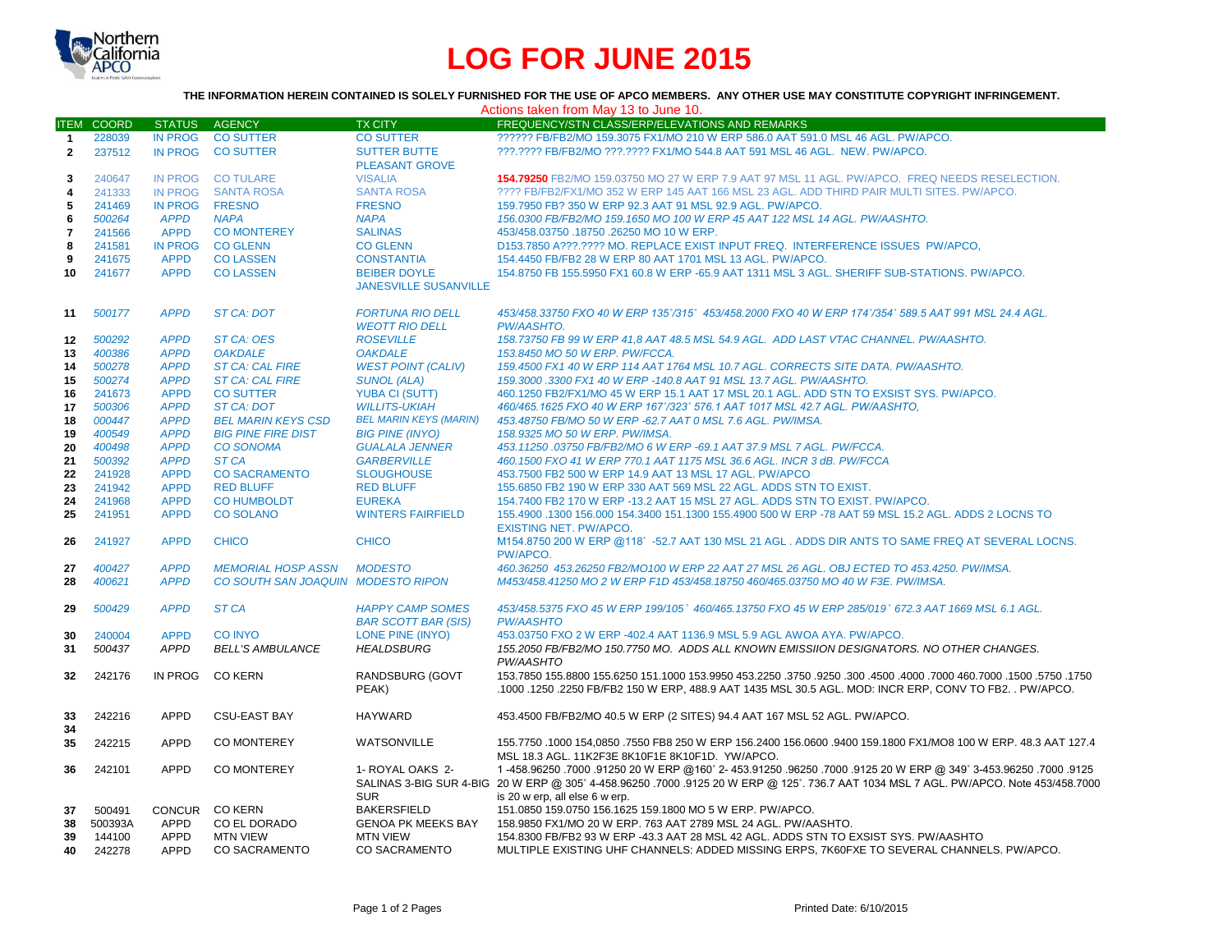# LOG FOR JUNE 2015

**THE INFORMATION HEREIN CONTAINED IS SOLELY FURNISHED FOR THE USE OF APCO MEMBERS. ANY OTHER USE MAY CONSTITUTE COPYRIGHT INFRINGEMENT.**

Actions taken from May 13 to June 10.

| ITEM | COORD | STATUS | AGENCY | TX CITY | FREQUENCY/STN CLASS/ERP/ELEVATIONS AND REMARKS |
|---|---|---|---|---|---|
| 1 | 228039 | IN PROG | CO SUTTER | CO SUTTER | ?????? FB/FB2/MO 159.3075 FX1/MO 210 W ERP 586.0 AAT 591.0 MSL 46 AGL. PW/APCO. |
| 2 | 237512 | IN PROG | CO SUTTER | SUTTER BUTTE PLEASANT GROVE | ???.???? FB/FB2/MO ???.???? FX1/MO 544.8 AAT 591 MSL 46 AGL. NEW. PW/APCO. |
| 3 | 240647 | IN PROG | CO TULARE | VISALIA | **154.79250** FB2/MO 159.03750 MO 27 W ERP 7.9 AAT 97 MSL 11 AGL. PW/APCO. FREQ NEEDS RESELECTION. |
| 4 | 241333 | IN PROG | SANTA ROSA | SANTA ROSA | ???? FB/FB2/FX1/MO 352 W ERP 145 AAT 166 MSL 23 AGL. ADD THIRD PAIR MULTI SITES. PW/APCO. |
| 5 | 241469 | IN PROG | FRESNO | FRESNO | 159.7950 FB? 350 W ERP 92.3 AAT 91 MSL 92.9 AGL. PW/APCO. |
| 6 | *500264* | *APPD* | *NAPA* | *NAPA* | *156.0300 FB/FB2/MO 159.1650 MO 100 W ERP 45 AAT 122 MSL 14 AGL. PW/AASHTO.* |
| 7 | 241566 | APPD | CO MONTEREY | SALINAS | 453/458.03750 .18750 .26250 MO 10 W ERP. |
| 8 | 241581 | IN PROG | CO GLENN | CO GLENN | D153.7850 A???.???? MO. REPLACE EXIST INPUT FREQ. INTERFERENCE ISSUES PW/APCO, |
| 9 | 241675 | APPD | CO LASSEN | CONSTANTIA | 154.4450 FB/FB2 28 W ERP 80 AAT 1701 MSL 13 AGL. PW/APCO. |
| 10 | 241677 | APPD | CO LASSEN | BEIBER DOYLE JANESVILLE SUSANVILLE | 154.8750 FB 155.5950 FX1 60.8 W ERP -65.9 AAT 1311 MSL 3 AGL. SHERIFF SUB-STATIONS. PW/APCO. |
| 11 | *500177* | *APPD* | *ST CA: DOT* | *FORTUNA RIO DELL WEOTT RIO DELL* | *453/458.33750 FXO 40 W ERP 135˚/315˚ 453/458.2000 FXO 40 W ERP 174˚/354˚ 589.5 AAT 991 MSL 24.4 AGL. PW/AASHTO.* |
| 12 | *500292* | *APPD* | *ST CA: OES* | *ROSEVILLE* | *158.73750 FB 99 W ERP 41,8 AAT 48.5 MSL 54.9 AGL. ADD LAST VTAC CHANNEL. PW/AASHTO.* |
| 13 | *400386* | *APPD* | *OAKDALE* | *OAKDALE* | *153.8450 MO 50 W ERP. PW/FCCA.* |
| 14 | *500278* | *APPD* | *ST CA: CAL FIRE* | *WEST POINT (CALIV)* | *159.4500 FX1 40 W ERP 114 AAT 1764 MSL 10.7 AGL. CORRECTS SITE DATA. PW/AASHTO.* |
| 15 | *500274* | *APPD* | *ST CA: CAL FIRE* | *SUNOL (ALA)* | *159.3000 .3300 FX1 40 W ERP -140.8 AAT 91 MSL 13.7 AGL. PW/AASHTO.* |
| 16 | 241673 | APPD | CO SUTTER | YUBA CI (SUTT) | 460.1250 FB2/FX1/MO 45 W ERP 15.1 AAT 17 MSL 20.1 AGL. ADD STN TO EXSIST SYS. PW/APCO. |
| 17 | *500306* | *APPD* | *ST CA: DOT* | *WILLITS-UKIAH* | *460/465.1625 FXO 40 W ERP 167˚/323˚ 576.1 AAT 1017 MSL 42.7 AGL. PW/AASHTO,* |
| 18 | *000447* | *APPD* | *BEL MARIN KEYS CSD* | *BEL MARIN KEYS (MARIN)* | *453.48750 FB/MO 50 W ERP -62.7 AAT 0 MSL 7.6 AGL. PW/IMSA.* |
| 19 | *400549* | *APPD* | *BIG PINE FIRE DIST* | *BIG PINE (INYO)* | *158.9325 MO 50 W ERP. PW/IMSA.* |
| 20 | *400498* | *APPD* | *CO SONOMA* | *GUALALA JENNER* | *453.11250 .03750 FB/FB2/MO 6 W ERP -69.1 AAT 37.9 MSL 7 AGL. PW/FCCA.* |
| 21 | *500392* | *APPD* | *ST CA* | *GARBERVILLE* | *460.1500 FXO 41 W ERP 770.1 AAT 1175 MSL 36.6 AGL. INCR 3 dB. PW/FCCA* |
| 22 | 241928 | APPD | CO SACRAMENTO | SLOUGHOUSE | 453.7500 FB2 500 W ERP 14.9 AAT 13 MSL 17 AGL. PW/APCO |
| 23 | 241942 | APPD | RED BLUFF | RED BLUFF | 155.6850 FB2 190 W ERP 330 AAT 569 MSL 22 AGL. ADDS STN TO EXIST. |
| 24 | 241968 | APPD | CO HUMBOLDT | EUREKA | 154.7400 FB2 170 W ERP -13.2 AAT 15 MSL 27 AGL. ADDS STN TO EXIST. PW/APCO. |
| 25 | 241951 | APPD | CO SOLANO | WINTERS FAIRFIELD | 155.4900 .1300 156.000 154.3400 151.1300 155.4900 500 W ERP -78 AAT 59 MSL 15.2 AGL. ADDS 2 LOCNS TO EXISTING NET. PW/APCO. |
| 26 | 241927 | APPD | CHICO | CHICO | M154.8750 200 W ERP @118˚ -52.7 AAT 130 MSL 21 AGL . ADDS DIR ANTS TO SAME FREQ AT SEVERAL LOCNS. PW/APCO. |
| 27 | *400427* | *APPD* | *MEMORIAL HOSP ASSN* | *MODESTO* | *460.36250 453.26250 FB2/MO100 W ERP 22 AAT 27 MSL 26 AGL. OBJ ECTED TO 453.4250. PW/IMSA.* |
| 28 | *400621* | *APPD* | *CO SOUTH SAN JOAQUIN* | *MODESTO RIPON* | *M453/458.41250 MO 2 W ERP F1D 453/458.18750 460/465.03750 MO 40 W F3E. PW/IMSA.* |
| 29 | *500429* | *APPD* | *ST CA* | *HAPPY CAMP SOMES BAR SCOTT BAR (SIS)* | *453/458.5375 FXO 45 W ERP 199/105˚ 460/465.13750 FXO 45 W ERP 285/019˚ 672.3 AAT 1669 MSL 6.1 AGL. PW/AASHTO* |
| 30 | 240004 | APPD | CO INYO | LONE PINE (INYO) | 453.03750 FXO 2 W ERP -402.4 AAT 1136.9 MSL 5.9 AGL AWOA AYA. PW/APCO. |
| 31 | *500437* | *APPD* | *BELL'S AMBULANCE* | *HEALDSBURG* | *155.2050 FB/FB2/MO 150.7750 MO. ADDS ALL KNOWN EMISSIION DESIGNATORS. NO OTHER CHANGES. PW/AASHTO* |
| 32 | 242176 | IN PROG | CO KERN | RANDSBURG (GOVT PEAK) | 153.7850 155.8800 155.6250 151.1000 153.9950 453.2250 .3750 .9250 .300 .4500 .4000 .7000 460.7000 .1500 .5750 .1750 .1000 .1250 .2250 FB/FB2 150 W ERP, 488.9 AAT 1435 MSL 30.5 AGL. MOD: INCR ERP, CONV TO FB2. . PW/APCO. |
| 33 | 242216 | APPD | CSU-EAST BAY | HAYWARD | 453.4500 FB/FB2/MO 40.5 W ERP (2 SITES) 94.4 AAT 167 MSL 52 AGL. PW/APCO. |
| 34 | | | | | |
| 35 | 242215 | APPD | CO MONTEREY | WATSONVILLE | 155.7750 .1000 154,0850 .7550 FB8 250 W ERP 156.2400 156.0600 .9400 159.1800 FX1/MO8 100 W ERP. 48.3 AAT 127.4 MSL 18.3 AGL. 11K2F3E 8K10F1E 8K10F1D. YW/APCO. |
| 36 | 242101 | APPD | CO MONTEREY | 1- ROYAL OAKS 2-SALINAS 3-BIG SUR 4-BIG SUR | 1 -458.96250 .7000 .91250 20 W ERP @160˚ 2- 453.91250 .96250 .7000 .9125 20 W ERP @ 349˚ 3-453.96250 .7000 .9125 20 W ERP @ 305˚ 4-458.96250 .7000 .9125 20 W ERP @ 125˚. 736.7 AAT 1034 MSL 7 AGL. PW/APCO. Note 453/458.7000 is 20 w erp, all else 6 w erp. |
| 37 | 500491 | CONCUR | CO KERN | BAKERSFIELD | 151.0850 159.0750 156.1625 159.1800 MO 5 W ERP. PW/APCO. |
| 38 | 500393A | APPD | CO EL DORADO | GENOA PK MEEKS BAY | 158.9850 FX1/MO 20 W ERP. 763 AAT 2789 MSL 24 AGL. PW/AASHTO. |
| 39 | 144100 | APPD | MTN VIEW | MTN VIEW | 154.8300 FB/FB2 93 W ERP -43.3 AAT 28 MSL 42 AGL. ADDS STN TO EXSIST SYS. PW/AASHTO |
| 40 | 242278 | APPD | CO SACRAMENTO | CO SACRAMENTO | MULTIPLE EXISTING UHF CHANNELS: ADDED MISSING ERPS, 7K60FXE TO SEVERAL CHANNELS. PW/APCO. |

Printed Date: 6/10/2015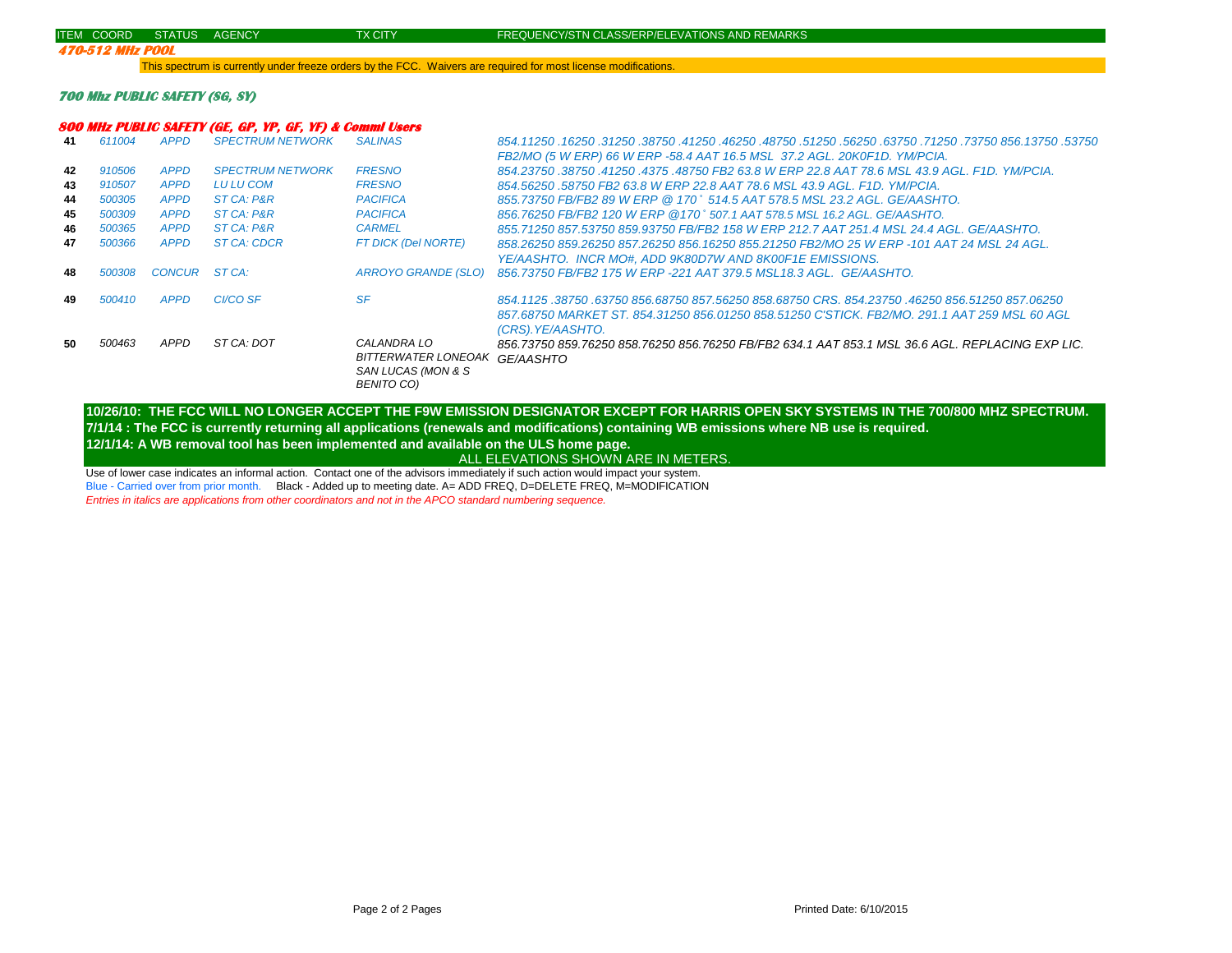| ITEM | COORD | STATUS | AGENCY | TX CITY | FREQUENCY/STN CLASS/ERP/ELEVATIONS AND REMARKS |
|---|---|---|---|---|---|
| ***470-512 MHz POOL*** | | | | | |
| | | | This spectrum is currently under freeze orders by the FCC. Waivers are required for most license modifications. | | |
| ***700 Mhz PUBLIC SAFETY (SG, SY)*** | | | | | |
| ***800 MHz PUBLIC SAFETY (GE, GP, YP, GF, YF) & Comml Users*** | | | | | |
| 41 | *611004* | *APPD* | *SPECTRUM NETWORK* | *SALINAS* | *854.11250 .16250 .31250 .38750 .41250 .46250 .48750 .51250 .56250 .63750 .71250 .73750 856.13750 .53750 FB2/MO (5 W ERP) 66 W ERP -58.4 AAT 16.5 MSL 37.2 AGL. 20K0F1D. YM/PCIA.* |
| 42 | *910506* | *APPD* | *SPECTRUM NETWORK* | *FRESNO* | *854.23750 .38750 .41250 .4375 .48750 FB2 63.8 W ERP 22.8 AAT 78.6 MSL 43.9 AGL. F1D. YM/PCIA.* |
| 43 | *910507* | *APPD* | *LU LU COM* | *FRESNO* | *854.56250 .58750 FB2 63.8 W ERP 22.8 AAT 78.6 MSL 43.9 AGL. F1D. YM/PCIA.* |
| 44 | *500305* | *APPD* | *ST CA: P&R* | *PACIFICA* | *855.73750 FB/FB2 89 W ERP @ 170˚ 514.5 AAT 578.5 MSL 23.2 AGL. GE/AASHTO.* |
| 45 | *500309* | *APPD* | *ST CA: P&R* | *PACIFICA* | *856.76250 FB/FB2 120 W ERP @170˚ 507.1 AAT 578.5 MSL 16.2 AGL. GE/AASHTO.* |
| 46 | *500365* | *APPD* | *ST CA: P&R* | *CARMEL* | *855.71250 857.53750 859.93750 FB/FB2 158 W ERP 212.7 AAT 251.4 MSL 24.4 AGL. GE/AASHTO.* |
| 47 | *500366* | *APPD* | *ST CA: CDCR* | *FT DICK (Del NORTE)* | *858.26250 859.26250 857.26250 856.16250 855.21250 FB2/MO 25 W ERP -101 AAT 24 MSL 24 AGL. YE/AASHTO. INCR MO#, ADD 9K80D7W AND 8K00F1E EMISSIONS.* |
| 48 | *500308* | *CONCUR* | *ST CA:* | *ARROYO GRANDE (SLO)* | *856.73750 FB/FB2 175 W ERP -221 AAT 379.5 MSL18.3 AGL. GE/AASHTO.* |
| 49 | *500410* | *APPD* | *CI/CO SF* | *SF* | *854.1125 .38750 .63750 856.68750 857.56250 858.68750 CRS. 854.23750 .46250 856.51250 857.06250 857.68750 MARKET ST. 854.31250 856.01250 858.51250 C'STICK. FB2/MO. 291.1 AAT 259 MSL 60 AGL (CRS).YE/AASHTO.* |
| 50 | *500463* | *APPD* | *ST CA: DOT* | *CALANDRA LO BITTERWATER LONEOAK SAN LUCAS (MON & S BENITO CO)* | *856.73750 859.76250 858.76250 856.76250 FB/FB2 634.1 AAT 853.1 MSL 36.6 AGL. REPLACING EXP LIC. GE/AASHTO* |

**10/26/10: THE FCC WILL NO LONGER ACCEPT THE F9W EMISSION DESIGNATOR EXCEPT FOR HARRIS OPEN SKY SYSTEMS IN THE 700/800 MHZ SPECTRUM.**
**7/1/14 : The FCC is currently returning all applications (renewals and modifications) containing WB emissions where NB use is required.**
**12/1/14: A WB removal tool has been implemented and available on the ULS home page.**

ALL ELEVATIONS SHOWN ARE IN METERS.

Use of lower case indicates an informal action. Contact one of the advisors immediately if such action would impact your system.

Blue - Carried over from prior month. Black - Added up to meeting date. A= ADD FREQ, D=DELETE FREQ, M=MODIFICATION

*Entries in italics are applications from other coordinators and not in the APCO standard numbering sequence.*

Printed Date: 6/10/2015